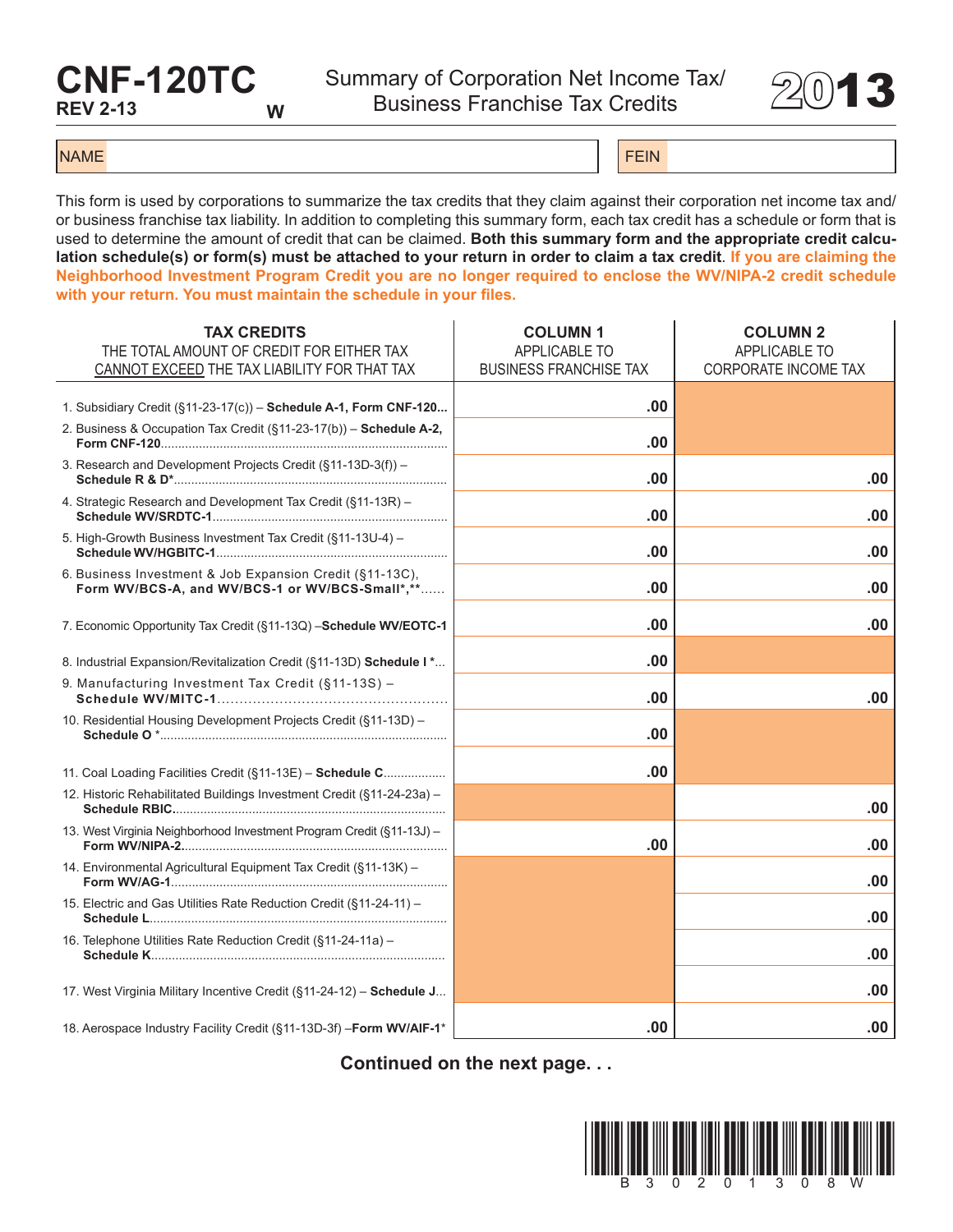# CNF-120TC

REV 2-13 W

## Summary of Corporation Net Income Tax/ Business Franchise Tax Credits

# 2013

| NAME | | FEIN | |
|---|---|---|---|

This form is used by corporations to summarize the tax credits that they claim against their corporation net income tax and/or business franchise tax liability. In addition to completing this summary form, each tax credit has a schedule or form that is used to determine the amount of credit that can be claimed. **Both this summary form and the appropriate credit calculation schedule(s) or form(s) must be attached to your return in order to claim a tax credit**. **If you are claiming the Neighborhood Investment Program Credit you are no longer required to enclose the WV/NIPA-2 credit schedule with your return. You must maintain the schedule in your files.**

| **TAX CREDITS** THE TOTAL AMOUNT OF CREDIT FOR EITHER TAX CANNOT EXCEED THE TAX LIABILITY FOR THAT TAX | **COLUMN 1** APPLICABLE TO BUSINESS FRANCHISE TAX | **COLUMN 2** APPLICABLE TO CORPORATE INCOME TAX |
|---|---|---|
| 1. Subsidiary Credit (§11-23-17(c)) – **Schedule A-1, Form CNF-120**... | .00 | |
| 2. Business & Occupation Tax Credit (§11-23-17(b)) – **Schedule A-2, Form CNF-120**... | .00 | |
| 3. Research and Development Projects Credit (§11-13D-3(f)) – **Schedule R & D***... | .00 | .00 |
| 4. Strategic Research and Development Tax Credit (§11-13R) – **Schedule WV/SRDTC-1**... | .00 | .00 |
| 5. High-Growth Business Investment Tax Credit (§11-13U-4) – **Schedule WV/HGBITC-1**... | .00 | .00 |
| 6. Business Investment & Job Expansion Credit (§11-13C), **Form WV/BCS-A, and WV/BCS-1 or WV/BCS-Small*,****... | .00 | .00 |
| 7. Economic Opportunity Tax Credit (§11-13Q) –**Schedule WV/EOTC-1** | .00 | .00 |
| 8. Industrial Expansion/Revitalization Credit (§11-13D) **Schedule I ***... | .00 | |
| 9. Manufacturing Investment Tax Credit (§11-13S) – **Schedule WV/MITC-1**... | .00 | .00 |
| 10. Residential Housing Development Projects Credit (§11-13D) – **Schedule O** *... | .00 | |
| 11. Coal Loading Facilities Credit (§11-13E) – **Schedule C**... | .00 | |
| 12. Historic Rehabilitated Buildings Investment Credit (§11-24-23a) – **Schedule RBIC**... | | .00 |
| 13. West Virginia Neighborhood Investment Program Credit (§11-13J) – **Form WV/NIPA-2**... | .00 | .00 |
| 14. Environmental Agricultural Equipment Tax Credit (§11-13K) – **Form WV/AG-1**... | | .00 |
| 15. Electric and Gas Utilities Rate Reduction Credit (§11-24-11) – **Schedule L**... | | .00 |
| 16. Telephone Utilities Rate Reduction Credit (§11-24-11a) – **Schedule K**... | | .00 |
| 17. West Virginia Military Incentive Credit (§11-24-12) – **Schedule J**... | | .00 |
| 18. Aerospace Industry Facility Credit (§11-13D-3f) –**Form WV/AIF-1*** | .00 | .00 |

**Continued on the next page. . .**

B 3 0 2 0 1 3 0 8 W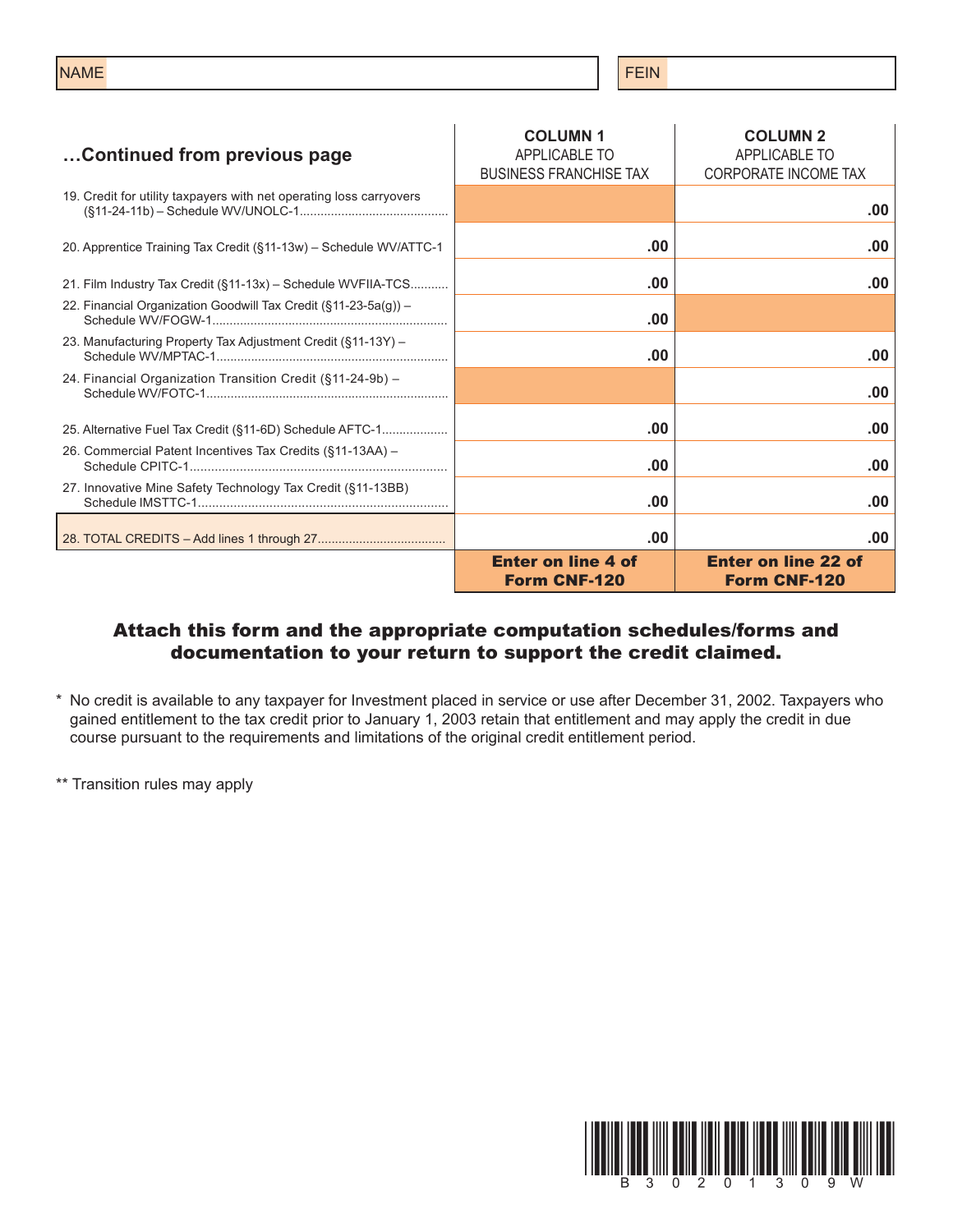| NAME | | FEIN | |
|---|---|---|---|

| …Continued from previous page | COLUMN 1 APPLICABLE TO BUSINESS FRANCHISE TAX | COLUMN 2 APPLICABLE TO CORPORATE INCOME TAX |
|---|---|---|
| 19. Credit for utility taxpayers with net operating loss carryovers (§11-24-11b) – Schedule WV/UNOLC-1 | | .00 |
| 20. Apprentice Training Tax Credit (§11-13w) – Schedule WV/ATTC-1 | .00 | .00 |
| 21. Film Industry Tax Credit (§11-13x) – Schedule WVFIIA-TCS | .00 | .00 |
| 22. Financial Organization Goodwill Tax Credit (§11-23-5a(g)) – Schedule WV/FOGW-1 | .00 | |
| 23. Manufacturing Property Tax Adjustment Credit (§11-13Y) – Schedule WV/MPTAC-1 | .00 | .00 |
| 24. Financial Organization Transition Credit (§11-24-9b) – Schedule WV/FOTC-1 | | .00 |
| 25. Alternative Fuel Tax Credit (§11-6D) Schedule AFTC-1 | .00 | .00 |
| 26. Commercial Patent Incentives Tax Credits (§11-13AA) – Schedule CPITC-1 | .00 | .00 |
| 27. Innovative Mine Safety Technology Tax Credit (§11-13BB) Schedule IMSTTC-1 | .00 | .00 |
| 28. TOTAL CREDITS – Add lines 1 through 27 | .00 | .00 |
| | **Enter on line 4 of Form CNF-120** | **Enter on line 22 of Form CNF-120** |

**Attach this form and the appropriate computation schedules/forms and documentation to your return to support the credit claimed.**

\* No credit is available to any taxpayer for Investment placed in service or use after December 31, 2002. Taxpayers who gained entitlement to the tax credit prior to January 1, 2003 retain that entitlement and may apply the credit in due course pursuant to the requirements and limitations of the original credit entitlement period.

** Transition rules may apply

B 3 0 2 0 1 3 0 9 W